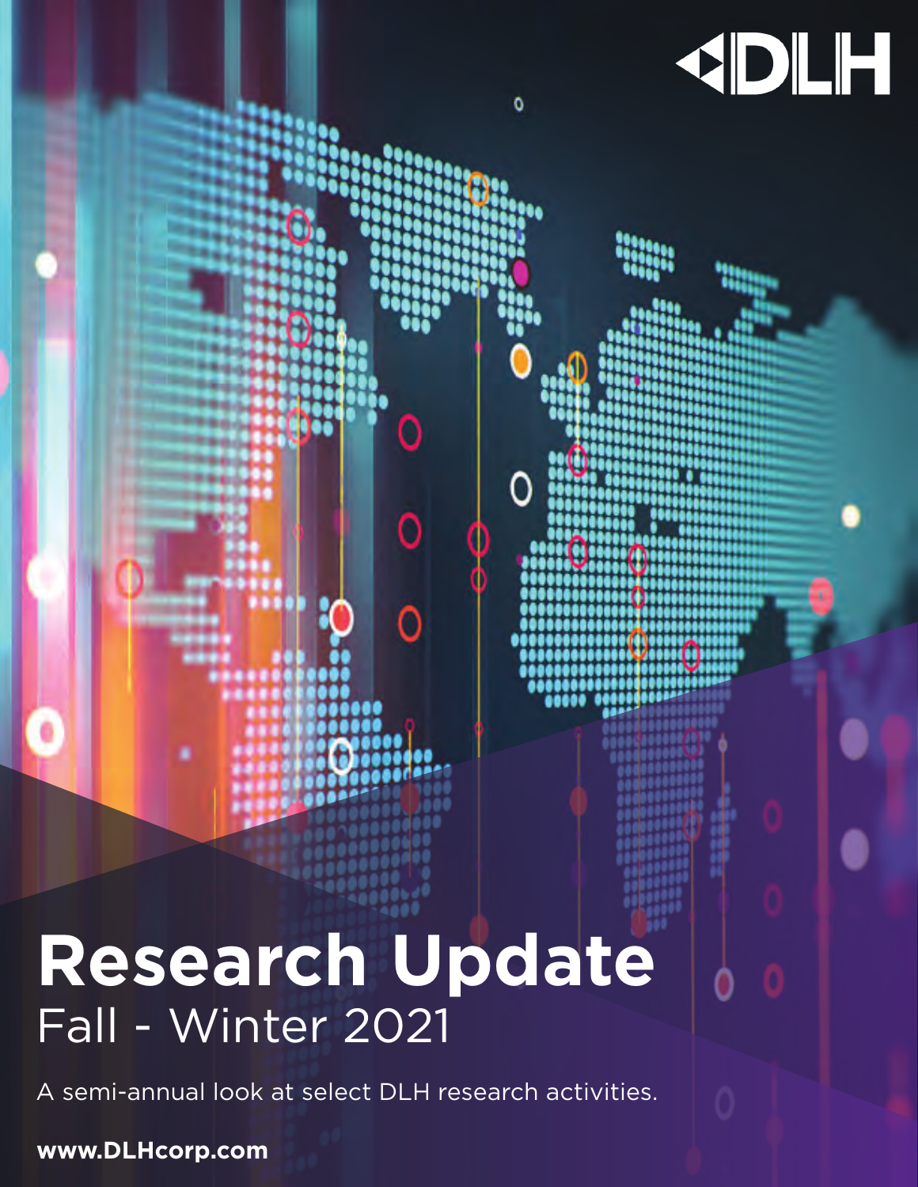DLH

# Research Update

## Fall - Winter 2021

A semi-annual look at select DLH research activities.

**www.DLHcorp.com**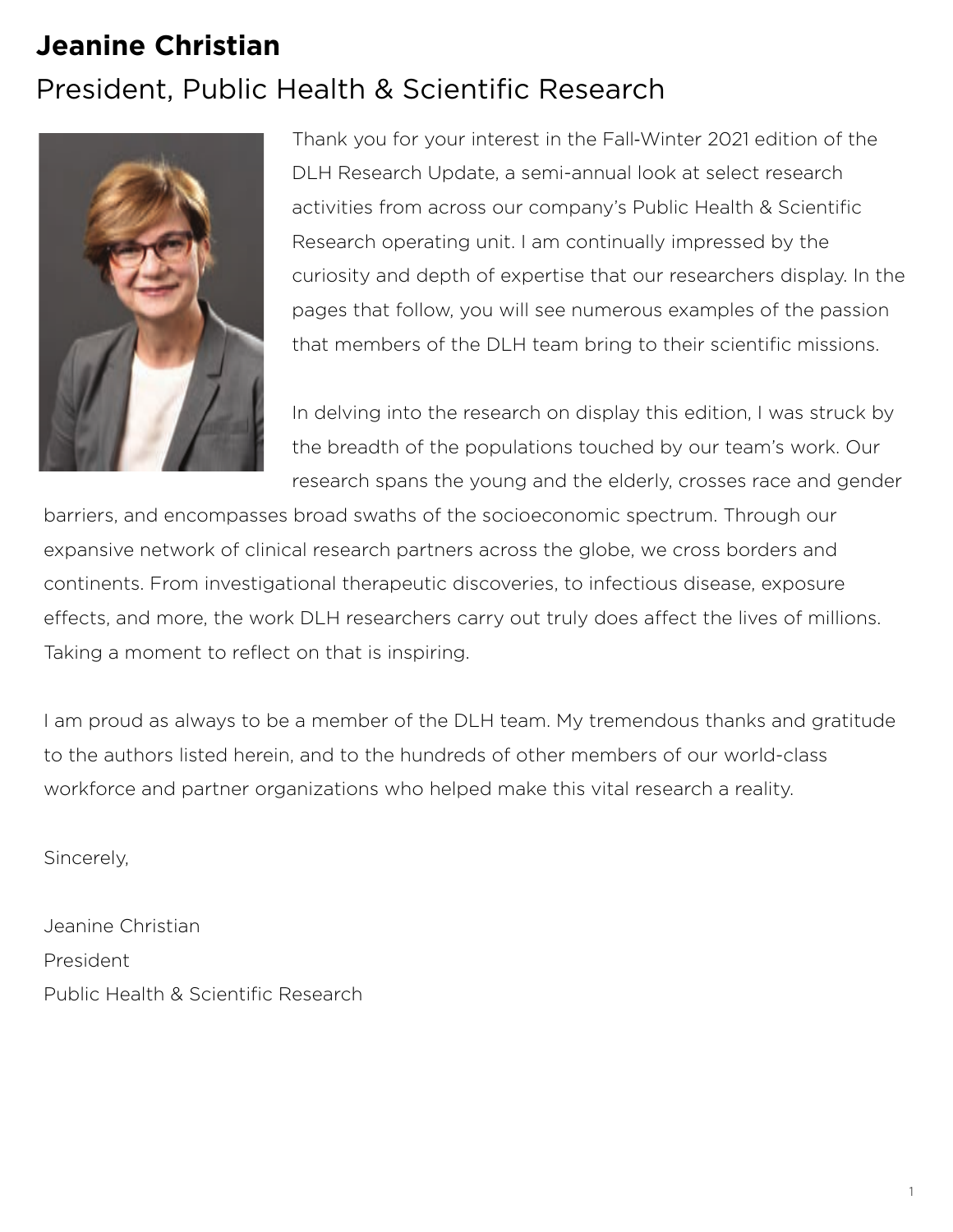# Jeanine Christian

## President, Public Health & Scientific Research

Thank you for your interest in the Fall-Winter 2021 edition of the DLH Research Update, a semi-annual look at select research activities from across our company's Public Health & Scientific Research operating unit. I am continually impressed by the curiosity and depth of expertise that our researchers display. In the pages that follow, you will see numerous examples of the passion that members of the DLH team bring to their scientific missions.

In delving into the research on display this edition, I was struck by the breadth of the populations touched by our team's work. Our research spans the young and the elderly, crosses race and gender barriers, and encompasses broad swaths of the socioeconomic spectrum. Through our expansive network of clinical research partners across the globe, we cross borders and continents. From investigational therapeutic discoveries, to infectious disease, exposure effects, and more, the work DLH researchers carry out truly does affect the lives of millions. Taking a moment to reflect on that is inspiring.

I am proud as always to be a member of the DLH team. My tremendous thanks and gratitude to the authors listed herein, and to the hundreds of other members of our world-class workforce and partner organizations who helped make this vital research a reality.

Sincerely,

Jeanine Christian
President
Public Health & Scientific Research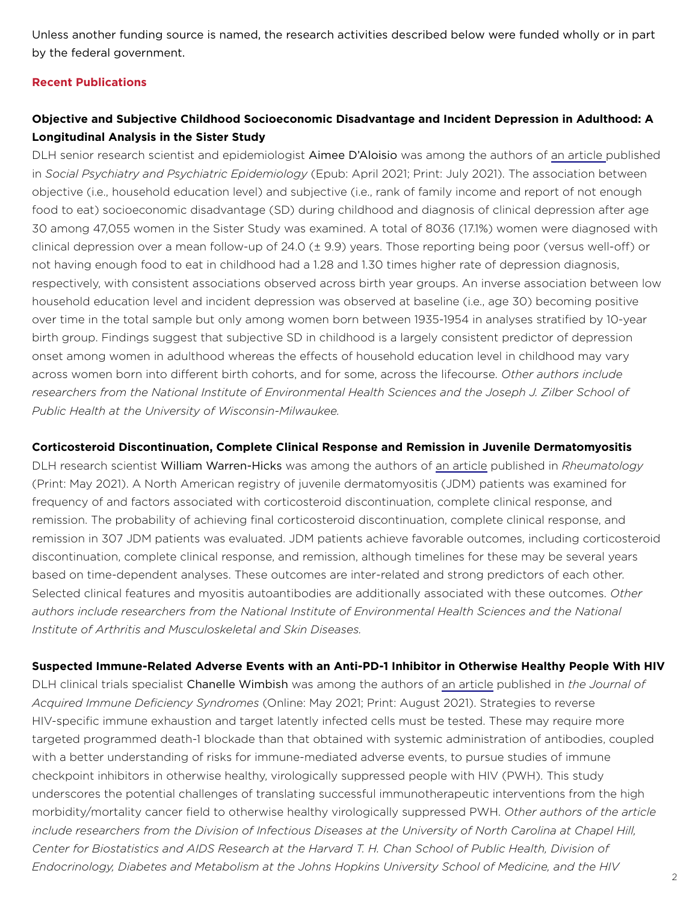Unless another funding source is named, the research activities described below were funded wholly or in part by the federal government.

## Recent Publications

### Objective and Subjective Childhood Socioeconomic Disadvantage and Incident Depression in Adulthood: A Longitudinal Analysis in the Sister Study

DLH senior research scientist and epidemiologist Aimee D'Aloisio was among the authors of an article published in *Social Psychiatry and Psychiatric Epidemiology* (Epub: April 2021; Print: July 2021). The association between objective (i.e., household education level) and subjective (i.e., rank of family income and report of not enough food to eat) socioeconomic disadvantage (SD) during childhood and diagnosis of clinical depression after age 30 among 47,055 women in the Sister Study was examined. A total of 8036 (17.1%) women were diagnosed with clinical depression over a mean follow-up of 24.0 (± 9.9) years. Those reporting being poor (versus well-off) or not having enough food to eat in childhood had a 1.28 and 1.30 times higher rate of depression diagnosis, respectively, with consistent associations observed across birth year groups. An inverse association between low household education level and incident depression was observed at baseline (i.e., age 30) becoming positive over time in the total sample but only among women born between 1935-1954 in analyses stratified by 10-year birth group. Findings suggest that subjective SD in childhood is a largely consistent predictor of depression onset among women in adulthood whereas the effects of household education level in childhood may vary across women born into different birth cohorts, and for some, across the lifecourse. *Other authors include researchers from the National Institute of Environmental Health Sciences and the Joseph J. Zilber School of Public Health at the University of Wisconsin-Milwaukee.*

### Corticosteroid Discontinuation, Complete Clinical Response and Remission in Juvenile Dermatomyositis

DLH research scientist William Warren-Hicks was among the authors of an article published in *Rheumatology* (Print: May 2021). A North American registry of juvenile dermatomyositis (JDM) patients was examined for frequency of and factors associated with corticosteroid discontinuation, complete clinical response, and remission. The probability of achieving final corticosteroid discontinuation, complete clinical response, and remission in 307 JDM patients was evaluated. JDM patients achieve favorable outcomes, including corticosteroid discontinuation, complete clinical response, and remission, although timelines for these may be several years based on time-dependent analyses. These outcomes are inter-related and strong predictors of each other. Selected clinical features and myositis autoantibodies are additionally associated with these outcomes. *Other authors include researchers from the National Institute of Environmental Health Sciences and the National Institute of Arthritis and Musculoskeletal and Skin Diseases.*

### Suspected Immune-Related Adverse Events with an Anti-PD-1 Inhibitor in Otherwise Healthy People With HIV

DLH clinical trials specialist Chanelle Wimbish was among the authors of an article published in *the Journal of Acquired Immune Deficiency Syndromes* (Online: May 2021; Print: August 2021). Strategies to reverse HIV-specific immune exhaustion and target latently infected cells must be tested. These may require more targeted programmed death-1 blockade than that obtained with systemic administration of antibodies, coupled with a better understanding of risks for immune-mediated adverse events, to pursue studies of immune checkpoint inhibitors in otherwise healthy, virologically suppressed people with HIV (PWH). This study underscores the potential challenges of translating successful immunotherapeutic interventions from the high morbidity/mortality cancer field to otherwise healthy virologically suppressed PWH. *Other authors of the article include researchers from the Division of Infectious Diseases at the University of North Carolina at Chapel Hill, Center for Biostatistics and AIDS Research at the Harvard T. H. Chan School of Public Health, Division of Endocrinology, Diabetes and Metabolism at the Johns Hopkins University School of Medicine, and the HIV*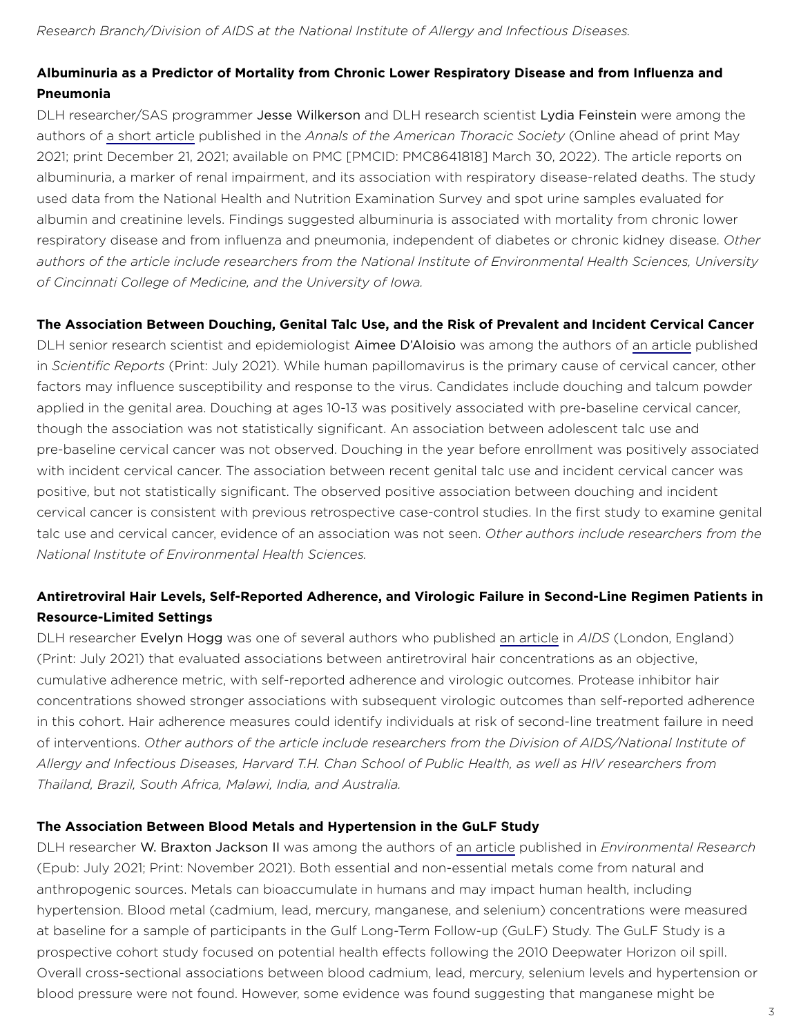*Research Branch/Division of AIDS at the National Institute of Allergy and Infectious Diseases.*

**Albuminuria as a Predictor of Mortality from Chronic Lower Respiratory Disease and from Influenza and Pneumonia**

DLH researcher/SAS programmer Jesse Wilkerson and DLH research scientist Lydia Feinstein were among the authors of a short article published in the *Annals of the American Thoracic Society* (Online ahead of print May 2021; print December 21, 2021; available on PMC [PMCID: PMC8641818] March 30, 2022). The article reports on albuminuria, a marker of renal impairment, and its association with respiratory disease-related deaths. The study used data from the National Health and Nutrition Examination Survey and spot urine samples evaluated for albumin and creatinine levels. Findings suggested albuminuria is associated with mortality from chronic lower respiratory disease and from influenza and pneumonia, independent of diabetes or chronic kidney disease. *Other authors of the article include researchers from the National Institute of Environmental Health Sciences, University of Cincinnati College of Medicine, and the University of Iowa.*

**The Association Between Douching, Genital Talc Use, and the Risk of Prevalent and Incident Cervical Cancer**

DLH senior research scientist and epidemiologist Aimee D'Aloisio was among the authors of an article published in *Scientific Reports* (Print: July 2021). While human papillomavirus is the primary cause of cervical cancer, other factors may influence susceptibility and response to the virus. Candidates include douching and talcum powder applied in the genital area. Douching at ages 10-13 was positively associated with pre-baseline cervical cancer, though the association was not statistically significant. An association between adolescent talc use and pre-baseline cervical cancer was not observed. Douching in the year before enrollment was positively associated with incident cervical cancer. The association between recent genital talc use and incident cervical cancer was positive, but not statistically significant. The observed positive association between douching and incident cervical cancer is consistent with previous retrospective case-control studies. In the first study to examine genital talc use and cervical cancer, evidence of an association was not seen. *Other authors include researchers from the National Institute of Environmental Health Sciences.*

**Antiretroviral Hair Levels, Self-Reported Adherence, and Virologic Failure in Second-Line Regimen Patients in Resource-Limited Settings**

DLH researcher Evelyn Hogg was one of several authors who published an article in *AIDS* (London, England) (Print: July 2021) that evaluated associations between antiretroviral hair concentrations as an objective, cumulative adherence metric, with self-reported adherence and virologic outcomes. Protease inhibitor hair concentrations showed stronger associations with subsequent virologic outcomes than self-reported adherence in this cohort. Hair adherence measures could identify individuals at risk of second-line treatment failure in need of interventions. *Other authors of the article include researchers from the Division of AIDS/National Institute of Allergy and Infectious Diseases, Harvard T.H. Chan School of Public Health, as well as HIV researchers from Thailand, Brazil, South Africa, Malawi, India, and Australia.*

**The Association Between Blood Metals and Hypertension in the GuLF Study**

DLH researcher W. Braxton Jackson II was among the authors of an article published in *Environmental Research* (Epub: July 2021; Print: November 2021). Both essential and non-essential metals come from natural and anthropogenic sources. Metals can bioaccumulate in humans and may impact human health, including hypertension. Blood metal (cadmium, lead, mercury, manganese, and selenium) concentrations were measured at baseline for a sample of participants in the Gulf Long-Term Follow-up (GuLF) Study. The GuLF Study is a prospective cohort study focused on potential health effects following the 2010 Deepwater Horizon oil spill. Overall cross-sectional associations between blood cadmium, lead, mercury, selenium levels and hypertension or blood pressure were not found. However, some evidence was found suggesting that manganese might be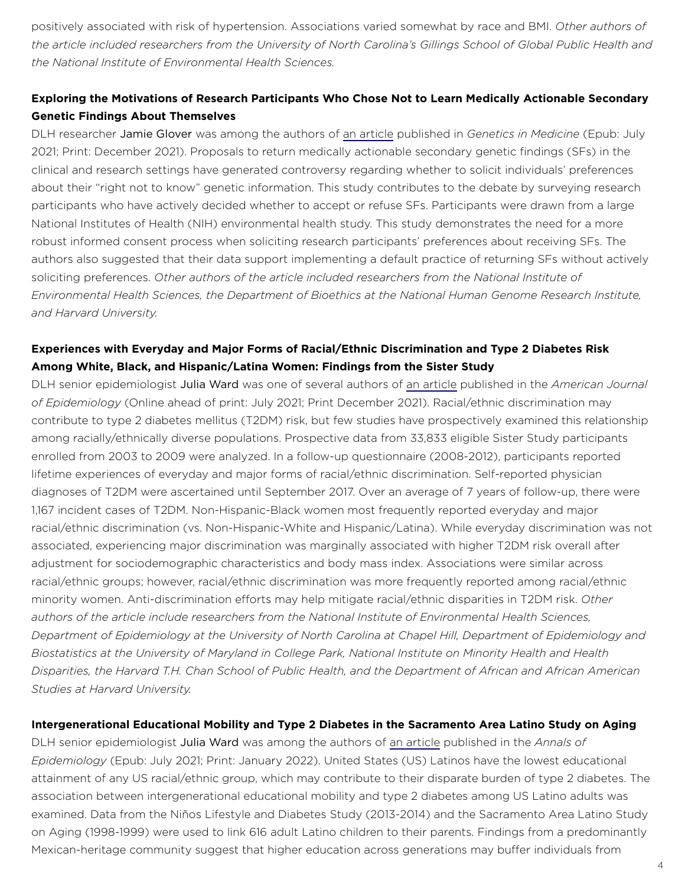positively associated with risk of hypertension. Associations varied somewhat by race and BMI. *Other authors of the article included researchers from the University of North Carolina's Gillings School of Global Public Health and the National Institute of Environmental Health Sciences.*

**Exploring the Motivations of Research Participants Who Chose Not to Learn Medically Actionable Secondary Genetic Findings About Themselves**

DLH researcher Jamie Glover was among the authors of an article published in *Genetics in Medicine* (Epub: July 2021; Print: December 2021). Proposals to return medically actionable secondary genetic findings (SFs) in the clinical and research settings have generated controversy regarding whether to solicit individuals' preferences about their "right not to know" genetic information. This study contributes to the debate by surveying research participants who have actively decided whether to accept or refuse SFs. Participants were drawn from a large National Institutes of Health (NIH) environmental health study. This study demonstrates the need for a more robust informed consent process when soliciting research participants' preferences about receiving SFs. The authors also suggested that their data support implementing a default practice of returning SFs without actively soliciting preferences. *Other authors of the article included researchers from the National Institute of Environmental Health Sciences, the Department of Bioethics at the National Human Genome Research Institute, and Harvard University.*

**Experiences with Everyday and Major Forms of Racial/Ethnic Discrimination and Type 2 Diabetes Risk Among White, Black, and Hispanic/Latina Women: Findings from the Sister Study**

DLH senior epidemiologist Julia Ward was one of several authors of an article published in the *American Journal of Epidemiology* (Online ahead of print: July 2021; Print December 2021). Racial/ethnic discrimination may contribute to type 2 diabetes mellitus (T2DM) risk, but few studies have prospectively examined this relationship among racially/ethnically diverse populations. Prospective data from 33,833 eligible Sister Study participants enrolled from 2003 to 2009 were analyzed. In a follow-up questionnaire (2008-2012), participants reported lifetime experiences of everyday and major forms of racial/ethnic discrimination. Self-reported physician diagnoses of T2DM were ascertained until September 2017. Over an average of 7 years of follow-up, there were 1,167 incident cases of T2DM. Non-Hispanic-Black women most frequently reported everyday and major racial/ethnic discrimination (vs. Non-Hispanic-White and Hispanic/Latina). While everyday discrimination was not associated, experiencing major discrimination was marginally associated with higher T2DM risk overall after adjustment for sociodemographic characteristics and body mass index. Associations were similar across racial/ethnic groups; however, racial/ethnic discrimination was more frequently reported among racial/ethnic minority women. Anti-discrimination efforts may help mitigate racial/ethnic disparities in T2DM risk. *Other authors of the article include researchers from the National Institute of Environmental Health Sciences, Department of Epidemiology at the University of North Carolina at Chapel Hill, Department of Epidemiology and Biostatistics at the University of Maryland in College Park, National Institute on Minority Health and Health Disparities, the Harvard T.H. Chan School of Public Health, and the Department of African and African American Studies at Harvard University.*

**Intergenerational Educational Mobility and Type 2 Diabetes in the Sacramento Area Latino Study on Aging**

DLH senior epidemiologist Julia Ward was among the authors of an article published in the *Annals of Epidemiology* (Epub: July 2021; Print: January 2022). United States (US) Latinos have the lowest educational attainment of any US racial/ethnic group, which may contribute to their disparate burden of type 2 diabetes. The association between intergenerational educational mobility and type 2 diabetes among US Latino adults was examined. Data from the Niños Lifestyle and Diabetes Study (2013-2014) and the Sacramento Area Latino Study on Aging (1998-1999) were used to link 616 adult Latino children to their parents. Findings from a predominantly Mexican-heritage community suggest that higher education across generations may buffer individuals from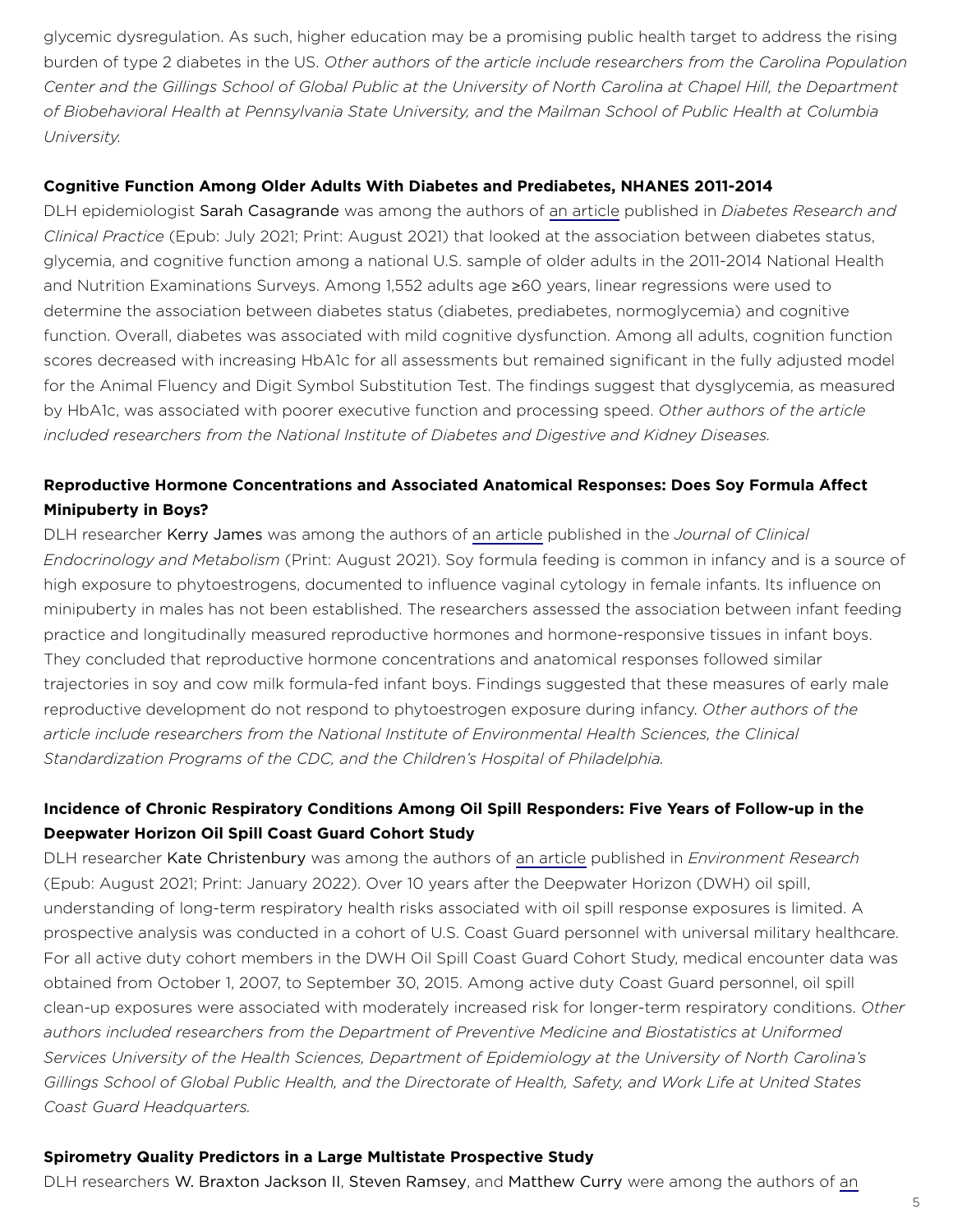glycemic dysregulation. As such, higher education may be a promising public health target to address the rising burden of type 2 diabetes in the US. *Other authors of the article include researchers from the Carolina Population Center and the Gillings School of Global Public at the University of North Carolina at Chapel Hill, the Department of Biobehavioral Health at Pennsylvania State University, and the Mailman School of Public Health at Columbia University.*

**Cognitive Function Among Older Adults With Diabetes and Prediabetes, NHANES 2011-2014**

DLH epidemiologist Sarah Casagrande was among the authors of an article published in *Diabetes Research and Clinical Practice* (Epub: July 2021; Print: August 2021) that looked at the association between diabetes status, glycemia, and cognitive function among a national U.S. sample of older adults in the 2011-2014 National Health and Nutrition Examinations Surveys. Among 1,552 adults age ≥60 years, linear regressions were used to determine the association between diabetes status (diabetes, prediabetes, normoglycemia) and cognitive function. Overall, diabetes was associated with mild cognitive dysfunction. Among all adults, cognition function scores decreased with increasing HbA1c for all assessments but remained significant in the fully adjusted model for the Animal Fluency and Digit Symbol Substitution Test. The findings suggest that dysglycemia, as measured by HbA1c, was associated with poorer executive function and processing speed. *Other authors of the article included researchers from the National Institute of Diabetes and Digestive and Kidney Diseases.*

**Reproductive Hormone Concentrations and Associated Anatomical Responses: Does Soy Formula Affect Minipuberty in Boys?**

DLH researcher Kerry James was among the authors of an article published in the *Journal of Clinical Endocrinology and Metabolism* (Print: August 2021). Soy formula feeding is common in infancy and is a source of high exposure to phytoestrogens, documented to influence vaginal cytology in female infants. Its influence on minipuberty in males has not been established. The researchers assessed the association between infant feeding practice and longitudinally measured reproductive hormones and hormone-responsive tissues in infant boys. They concluded that reproductive hormone concentrations and anatomical responses followed similar trajectories in soy and cow milk formula-fed infant boys. Findings suggested that these measures of early male reproductive development do not respond to phytoestrogen exposure during infancy. *Other authors of the article include researchers from the National Institute of Environmental Health Sciences, the Clinical Standardization Programs of the CDC, and the Children's Hospital of Philadelphia.*

**Incidence of Chronic Respiratory Conditions Among Oil Spill Responders: Five Years of Follow-up in the Deepwater Horizon Oil Spill Coast Guard Cohort Study**

DLH researcher Kate Christenbury was among the authors of an article published in *Environment Research* (Epub: August 2021; Print: January 2022). Over 10 years after the Deepwater Horizon (DWH) oil spill, understanding of long-term respiratory health risks associated with oil spill response exposures is limited. A prospective analysis was conducted in a cohort of U.S. Coast Guard personnel with universal military healthcare. For all active duty cohort members in the DWH Oil Spill Coast Guard Cohort Study, medical encounter data was obtained from October 1, 2007, to September 30, 2015. Among active duty Coast Guard personnel, oil spill clean-up exposures were associated with moderately increased risk for longer-term respiratory conditions. *Other authors included researchers from the Department of Preventive Medicine and Biostatistics at Uniformed Services University of the Health Sciences, Department of Epidemiology at the University of North Carolina's Gillings School of Global Public Health, and the Directorate of Health, Safety, and Work Life at United States Coast Guard Headquarters.*

**Spirometry Quality Predictors in a Large Multistate Prospective Study**

DLH researchers W. Braxton Jackson II, Steven Ramsey, and Matthew Curry were among the authors of an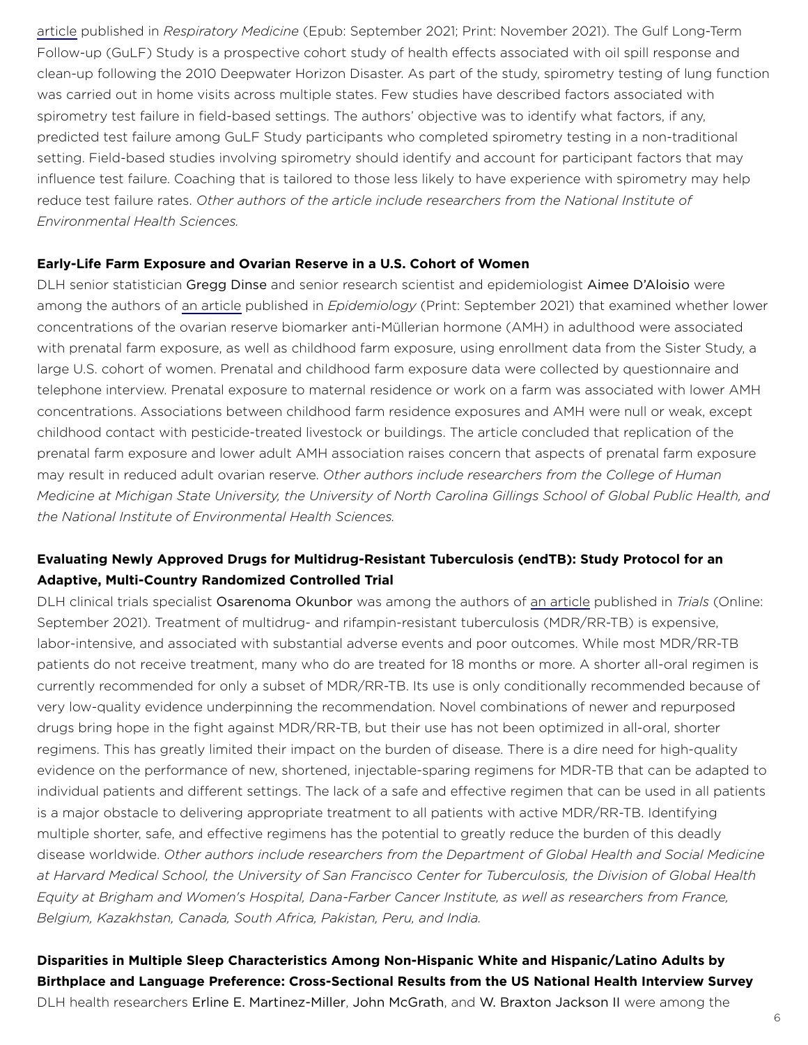article published in *Respiratory Medicine* (Epub: September 2021; Print: November 2021). The Gulf Long-Term Follow-up (GuLF) Study is a prospective cohort study of health effects associated with oil spill response and clean-up following the 2010 Deepwater Horizon Disaster. As part of the study, spirometry testing of lung function was carried out in home visits across multiple states. Few studies have described factors associated with spirometry test failure in field-based settings. The authors' objective was to identify what factors, if any, predicted test failure among GuLF Study participants who completed spirometry testing in a non-traditional setting. Field-based studies involving spirometry should identify and account for participant factors that may influence test failure. Coaching that is tailored to those less likely to have experience with spirometry may help reduce test failure rates. *Other authors of the article include researchers from the National Institute of Environmental Health Sciences.*

**Early-Life Farm Exposure and Ovarian Reserve in a U.S. Cohort of Women**

DLH senior statistician Gregg Dinse and senior research scientist and epidemiologist Aimee D'Aloisio were among the authors of an article published in *Epidemiology* (Print: September 2021) that examined whether lower concentrations of the ovarian reserve biomarker anti-Müllerian hormone (AMH) in adulthood were associated with prenatal farm exposure, as well as childhood farm exposure, using enrollment data from the Sister Study, a large U.S. cohort of women. Prenatal and childhood farm exposure data were collected by questionnaire and telephone interview. Prenatal exposure to maternal residence or work on a farm was associated with lower AMH concentrations. Associations between childhood farm residence exposures and AMH were null or weak, except childhood contact with pesticide-treated livestock or buildings. The article concluded that replication of the prenatal farm exposure and lower adult AMH association raises concern that aspects of prenatal farm exposure may result in reduced adult ovarian reserve. *Other authors include researchers from the College of Human Medicine at Michigan State University, the University of North Carolina Gillings School of Global Public Health, and the National Institute of Environmental Health Sciences.*

**Evaluating Newly Approved Drugs for Multidrug-Resistant Tuberculosis (endTB): Study Protocol for an Adaptive, Multi-Country Randomized Controlled Trial**

DLH clinical trials specialist Osarenoma Okunbor was among the authors of an article published in *Trials* (Online: September 2021). Treatment of multidrug- and rifampin-resistant tuberculosis (MDR/RR-TB) is expensive, labor-intensive, and associated with substantial adverse events and poor outcomes. While most MDR/RR-TB patients do not receive treatment, many who do are treated for 18 months or more. A shorter all-oral regimen is currently recommended for only a subset of MDR/RR-TB. Its use is only conditionally recommended because of very low-quality evidence underpinning the recommendation. Novel combinations of newer and repurposed drugs bring hope in the fight against MDR/RR-TB, but their use has not been optimized in all-oral, shorter regimens. This has greatly limited their impact on the burden of disease. There is a dire need for high-quality evidence on the performance of new, shortened, injectable-sparing regimens for MDR-TB that can be adapted to individual patients and different settings. The lack of a safe and effective regimen that can be used in all patients is a major obstacle to delivering appropriate treatment to all patients with active MDR/RR-TB. Identifying multiple shorter, safe, and effective regimens has the potential to greatly reduce the burden of this deadly disease worldwide. *Other authors include researchers from the Department of Global Health and Social Medicine at Harvard Medical School, the University of San Francisco Center for Tuberculosis, the Division of Global Health Equity at Brigham and Women's Hospital, Dana-Farber Cancer Institute, as well as researchers from France, Belgium, Kazakhstan, Canada, South Africa, Pakistan, Peru, and India.*

**Disparities in Multiple Sleep Characteristics Among Non-Hispanic White and Hispanic/Latino Adults by Birthplace and Language Preference: Cross-Sectional Results from the US National Health Interview Survey**

DLH health researchers Erline E. Martinez-Miller, John McGrath, and W. Braxton Jackson II were among the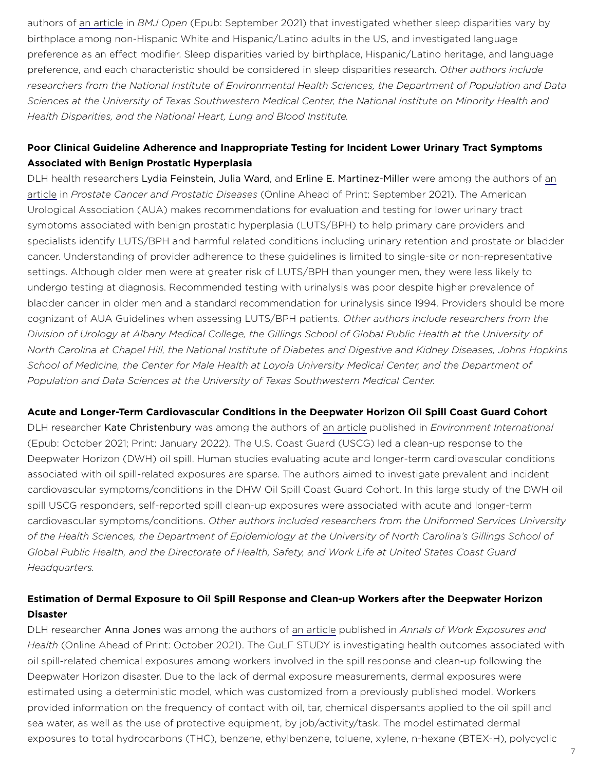authors of an article in *BMJ Open* (Epub: September 2021) that investigated whether sleep disparities vary by birthplace among non-Hispanic White and Hispanic/Latino adults in the US, and investigated language preference as an effect modifier. Sleep disparities varied by birthplace, Hispanic/Latino heritage, and language preference, and each characteristic should be considered in sleep disparities research. *Other authors include researchers from the National Institute of Environmental Health Sciences, the Department of Population and Data Sciences at the University of Texas Southwestern Medical Center, the National Institute on Minority Health and Health Disparities, and the National Heart, Lung and Blood Institute.*

**Poor Clinical Guideline Adherence and Inappropriate Testing for Incident Lower Urinary Tract Symptoms Associated with Benign Prostatic Hyperplasia**

DLH health researchers Lydia Feinstein, Julia Ward, and Erline E. Martinez-Miller were among the authors of an article in *Prostate Cancer and Prostatic Diseases* (Online Ahead of Print: September 2021). The American Urological Association (AUA) makes recommendations for evaluation and testing for lower urinary tract symptoms associated with benign prostatic hyperplasia (LUTS/BPH) to help primary care providers and specialists identify LUTS/BPH and harmful related conditions including urinary retention and prostate or bladder cancer. Understanding of provider adherence to these guidelines is limited to single-site or non-representative settings. Although older men were at greater risk of LUTS/BPH than younger men, they were less likely to undergo testing at diagnosis. Recommended testing with urinalysis was poor despite higher prevalence of bladder cancer in older men and a standard recommendation for urinalysis since 1994. Providers should be more cognizant of AUA Guidelines when assessing LUTS/BPH patients. *Other authors include researchers from the Division of Urology at Albany Medical College, the Gillings School of Global Public Health at the University of North Carolina at Chapel Hill, the National Institute of Diabetes and Digestive and Kidney Diseases, Johns Hopkins School of Medicine, the Center for Male Health at Loyola University Medical Center, and the Department of Population and Data Sciences at the University of Texas Southwestern Medical Center.*

**Acute and Longer-Term Cardiovascular Conditions in the Deepwater Horizon Oil Spill Coast Guard Cohort**

DLH researcher Kate Christenbury was among the authors of an article published in *Environment International* (Epub: October 2021; Print: January 2022). The U.S. Coast Guard (USCG) led a clean-up response to the Deepwater Horizon (DWH) oil spill. Human studies evaluating acute and longer-term cardiovascular conditions associated with oil spill-related exposures are sparse. The authors aimed to investigate prevalent and incident cardiovascular symptoms/conditions in the DHW Oil Spill Coast Guard Cohort. In this large study of the DWH oil spill USCG responders, self-reported spill clean-up exposures were associated with acute and longer-term cardiovascular symptoms/conditions. *Other authors included researchers from the Uniformed Services University of the Health Sciences, the Department of Epidemiology at the University of North Carolina's Gillings School of Global Public Health, and the Directorate of Health, Safety, and Work Life at United States Coast Guard Headquarters.*

**Estimation of Dermal Exposure to Oil Spill Response and Clean-up Workers after the Deepwater Horizon Disaster**

DLH researcher Anna Jones was among the authors of an article published in *Annals of Work Exposures and Health* (Online Ahead of Print: October 2021). The GuLF STUDY is investigating health outcomes associated with oil spill-related chemical exposures among workers involved in the spill response and clean-up following the Deepwater Horizon disaster. Due to the lack of dermal exposure measurements, dermal exposures were estimated using a deterministic model, which was customized from a previously published model. Workers provided information on the frequency of contact with oil, tar, chemical dispersants applied to the oil spill and sea water, as well as the use of protective equipment, by job/activity/task. The model estimated dermal exposures to total hydrocarbons (THC), benzene, ethylbenzene, toluene, xylene, n-hexane (BTEX-H), polycyclic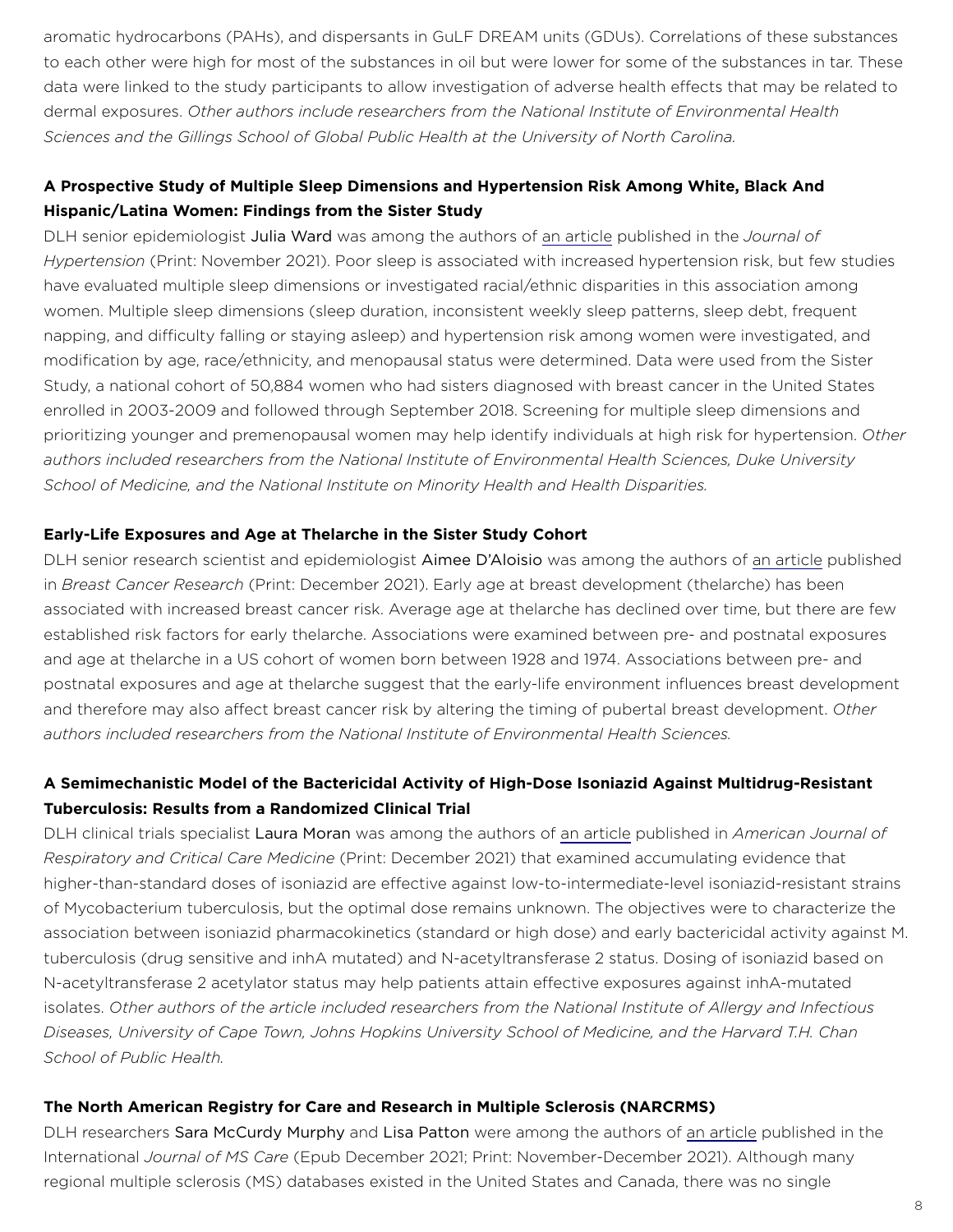aromatic hydrocarbons (PAHs), and dispersants in GuLF DREAM units (GDUs). Correlations of these substances to each other were high for most of the substances in oil but were lower for some of the substances in tar. These data were linked to the study participants to allow investigation of adverse health effects that may be related to dermal exposures. *Other authors include researchers from the National Institute of Environmental Health Sciences and the Gillings School of Global Public Health at the University of North Carolina.*

**A Prospective Study of Multiple Sleep Dimensions and Hypertension Risk Among White, Black And Hispanic/Latina Women: Findings from the Sister Study**

DLH senior epidemiologist Julia Ward was among the authors of an article published in the *Journal of Hypertension* (Print: November 2021). Poor sleep is associated with increased hypertension risk, but few studies have evaluated multiple sleep dimensions or investigated racial/ethnic disparities in this association among women. Multiple sleep dimensions (sleep duration, inconsistent weekly sleep patterns, sleep debt, frequent napping, and difficulty falling or staying asleep) and hypertension risk among women were investigated, and modification by age, race/ethnicity, and menopausal status were determined. Data were used from the Sister Study, a national cohort of 50,884 women who had sisters diagnosed with breast cancer in the United States enrolled in 2003-2009 and followed through September 2018. Screening for multiple sleep dimensions and prioritizing younger and premenopausal women may help identify individuals at high risk for hypertension. *Other authors included researchers from the National Institute of Environmental Health Sciences, Duke University School of Medicine, and the National Institute on Minority Health and Health Disparities.*

**Early-Life Exposures and Age at Thelarche in the Sister Study Cohort**

DLH senior research scientist and epidemiologist Aimee D'Aloisio was among the authors of an article published in *Breast Cancer Research* (Print: December 2021). Early age at breast development (thelarche) has been associated with increased breast cancer risk. Average age at thelarche has declined over time, but there are few established risk factors for early thelarche. Associations were examined between pre- and postnatal exposures and age at thelarche in a US cohort of women born between 1928 and 1974. Associations between pre- and postnatal exposures and age at thelarche suggest that the early-life environment influences breast development and therefore may also affect breast cancer risk by altering the timing of pubertal breast development. *Other authors included researchers from the National Institute of Environmental Health Sciences.*

**A Semimechanistic Model of the Bactericidal Activity of High-Dose Isoniazid Against Multidrug-Resistant Tuberculosis: Results from a Randomized Clinical Trial**

DLH clinical trials specialist Laura Moran was among the authors of an article published in *American Journal of Respiratory and Critical Care Medicine* (Print: December 2021) that examined accumulating evidence that higher-than-standard doses of isoniazid are effective against low-to-intermediate-level isoniazid-resistant strains of Mycobacterium tuberculosis, but the optimal dose remains unknown. The objectives were to characterize the association between isoniazid pharmacokinetics (standard or high dose) and early bactericidal activity against M. tuberculosis (drug sensitive and inhA mutated) and N-acetyltransferase 2 status. Dosing of isoniazid based on N-acetyltransferase 2 acetylator status may help patients attain effective exposures against inhA-mutated isolates. *Other authors of the article included researchers from the National Institute of Allergy and Infectious Diseases, University of Cape Town, Johns Hopkins University School of Medicine, and the Harvard T.H. Chan School of Public Health.*

**The North American Registry for Care and Research in Multiple Sclerosis (NARCRMS)**

DLH researchers Sara McCurdy Murphy and Lisa Patton were among the authors of an article published in the International *Journal of MS Care* (Epub December 2021; Print: November-December 2021). Although many regional multiple sclerosis (MS) databases existed in the United States and Canada, there was no single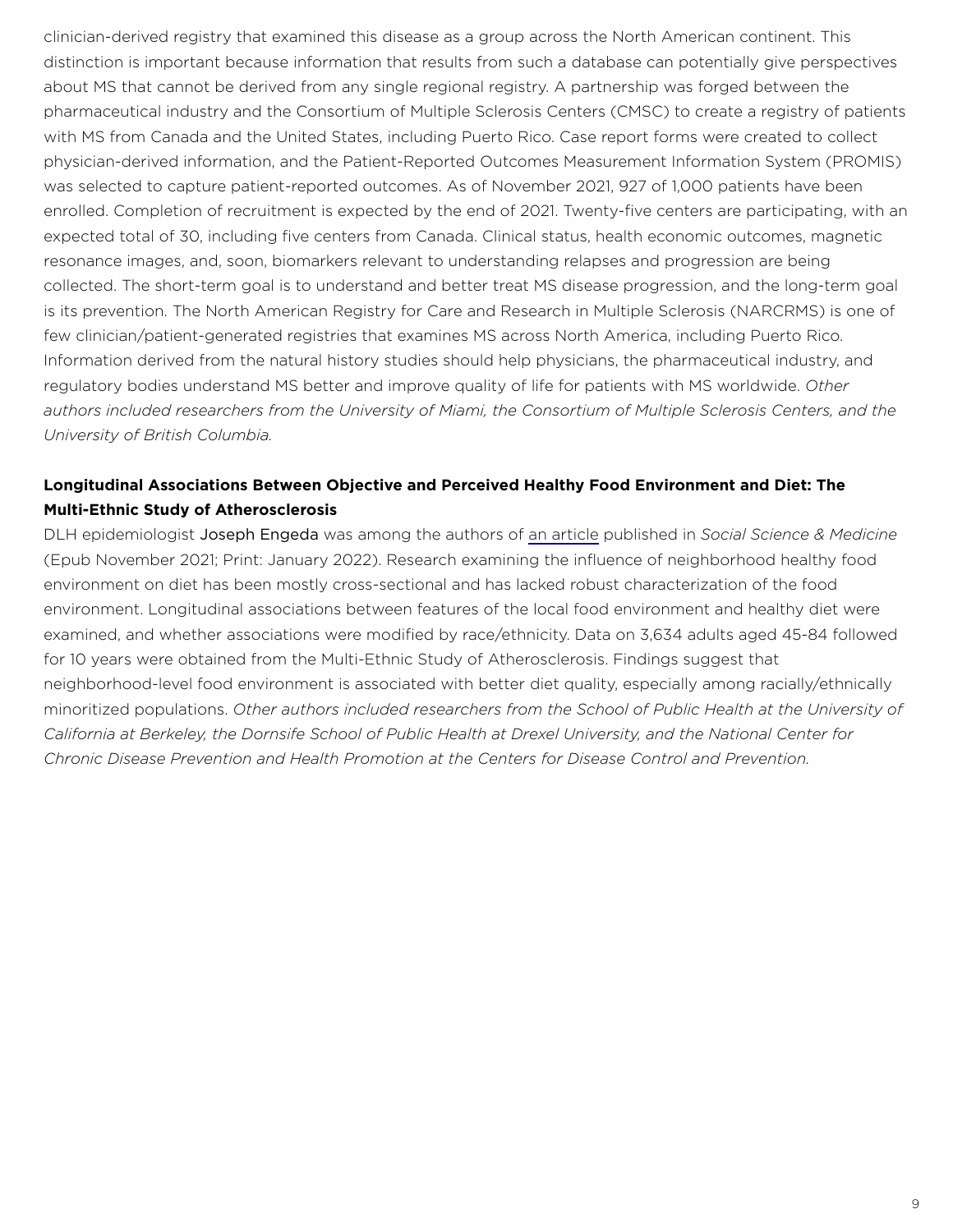clinician-derived registry that examined this disease as a group across the North American continent. This distinction is important because information that results from such a database can potentially give perspectives about MS that cannot be derived from any single regional registry. A partnership was forged between the pharmaceutical industry and the Consortium of Multiple Sclerosis Centers (CMSC) to create a registry of patients with MS from Canada and the United States, including Puerto Rico. Case report forms were created to collect physician-derived information, and the Patient-Reported Outcomes Measurement Information System (PROMIS) was selected to capture patient-reported outcomes. As of November 2021, 927 of 1,000 patients have been enrolled. Completion of recruitment is expected by the end of 2021. Twenty-five centers are participating, with an expected total of 30, including five centers from Canada. Clinical status, health economic outcomes, magnetic resonance images, and, soon, biomarkers relevant to understanding relapses and progression are being collected. The short-term goal is to understand and better treat MS disease progression, and the long-term goal is its prevention. The North American Registry for Care and Research in Multiple Sclerosis (NARCRMS) is one of few clinician/patient-generated registries that examines MS across North America, including Puerto Rico. Information derived from the natural history studies should help physicians, the pharmaceutical industry, and regulatory bodies understand MS better and improve quality of life for patients with MS worldwide. *Other authors included researchers from the University of Miami, the Consortium of Multiple Sclerosis Centers, and the University of British Columbia.*

**Longitudinal Associations Between Objective and Perceived Healthy Food Environment and Diet: The Multi-Ethnic Study of Atherosclerosis**

DLH epidemiologist Joseph Engeda was among the authors of an article published in *Social Science & Medicine* (Epub November 2021; Print: January 2022). Research examining the influence of neighborhood healthy food environment on diet has been mostly cross-sectional and has lacked robust characterization of the food environment. Longitudinal associations between features of the local food environment and healthy diet were examined, and whether associations were modified by race/ethnicity. Data on 3,634 adults aged 45-84 followed for 10 years were obtained from the Multi-Ethnic Study of Atherosclerosis. Findings suggest that neighborhood-level food environment is associated with better diet quality, especially among racially/ethnically minoritized populations. *Other authors included researchers from the School of Public Health at the University of California at Berkeley, the Dornsife School of Public Health at Drexel University, and the National Center for Chronic Disease Prevention and Health Promotion at the Centers for Disease Control and Prevention.*